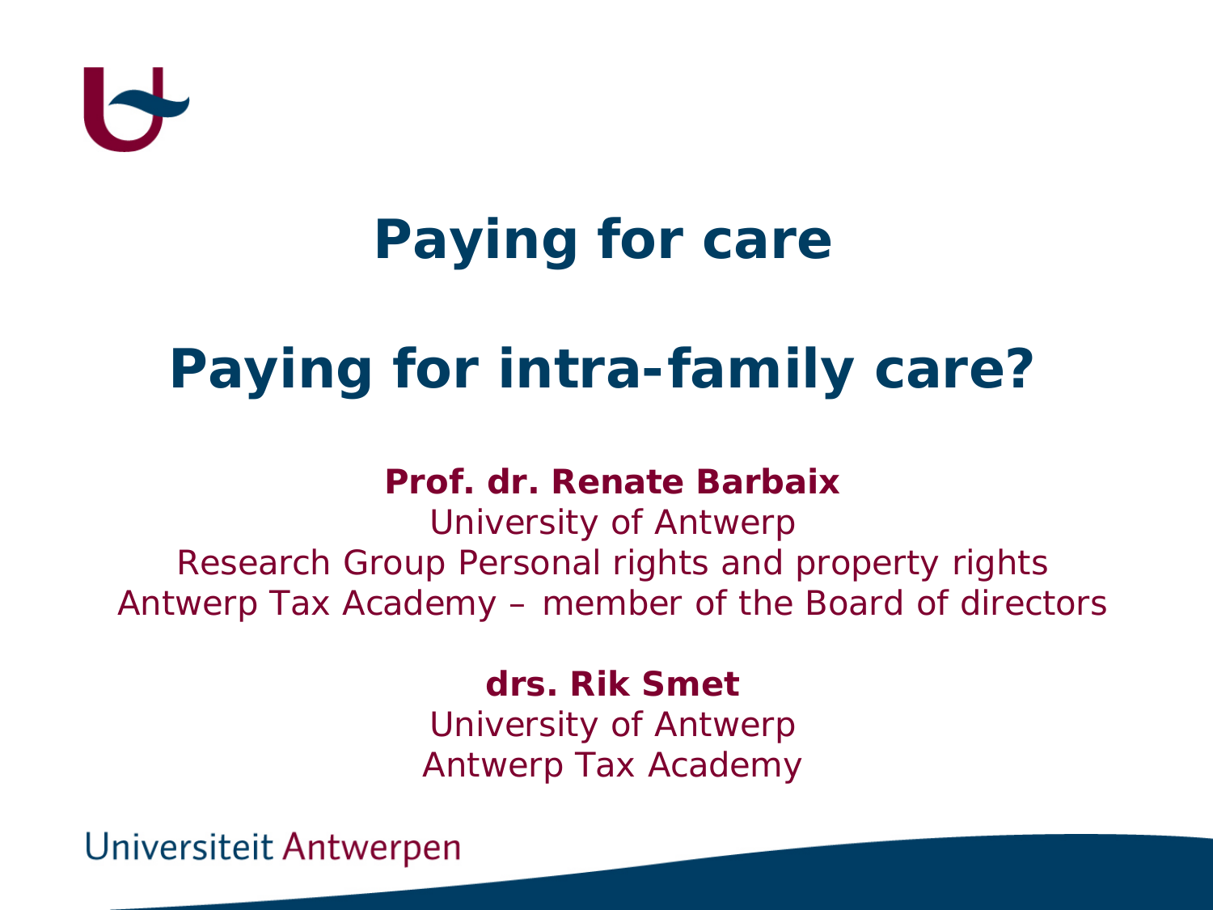# Paying for care

# Paying for intra-family care?

**Prof. dr. Renate Barbaix**
University of Antwerp
Research Group Personal rights and property rights
Antwerp Tax Academy – member of the Board of directors

**drs. Rik Smet**
University of Antwerp
Antwerp Tax Academy

Universiteit Antwerpen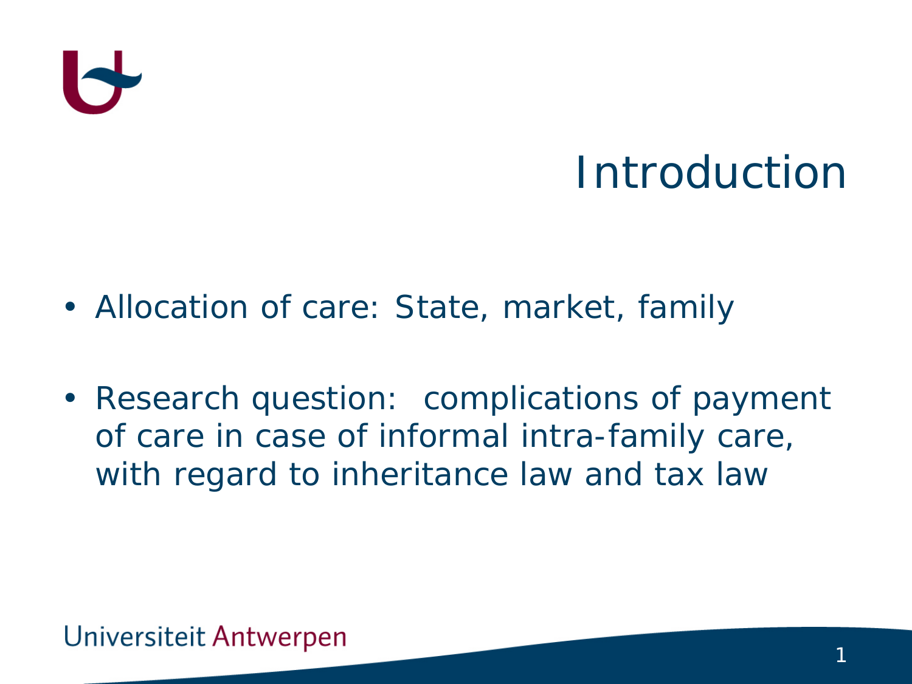# Introduction

- Allocation of care: State, market, family
- Research question: complications of payment of care in case of informal intra-family care, with regard to inheritance law and tax law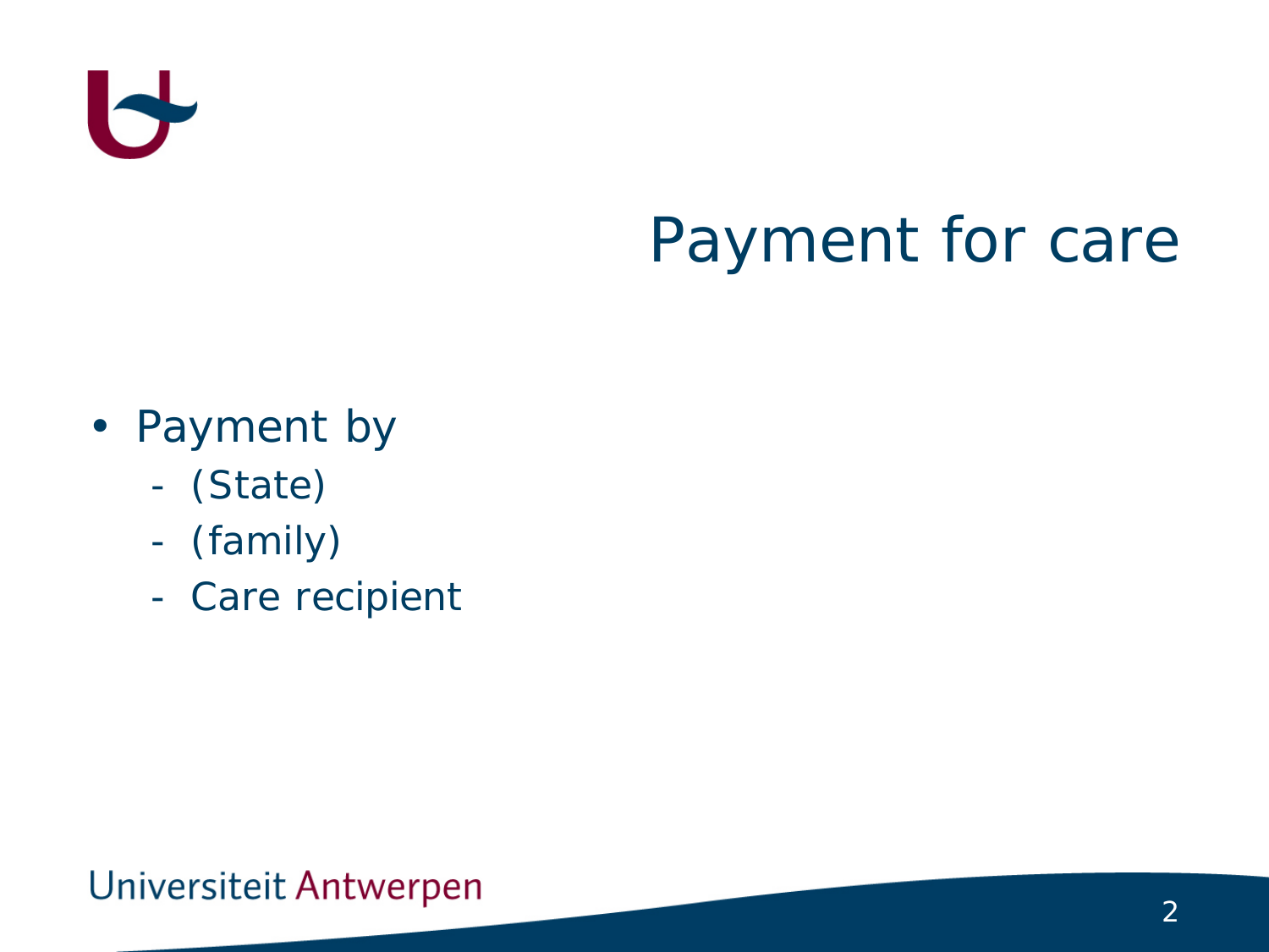# Payment for care

- Payment by
  - (State)
  - (family)
  - Care recipient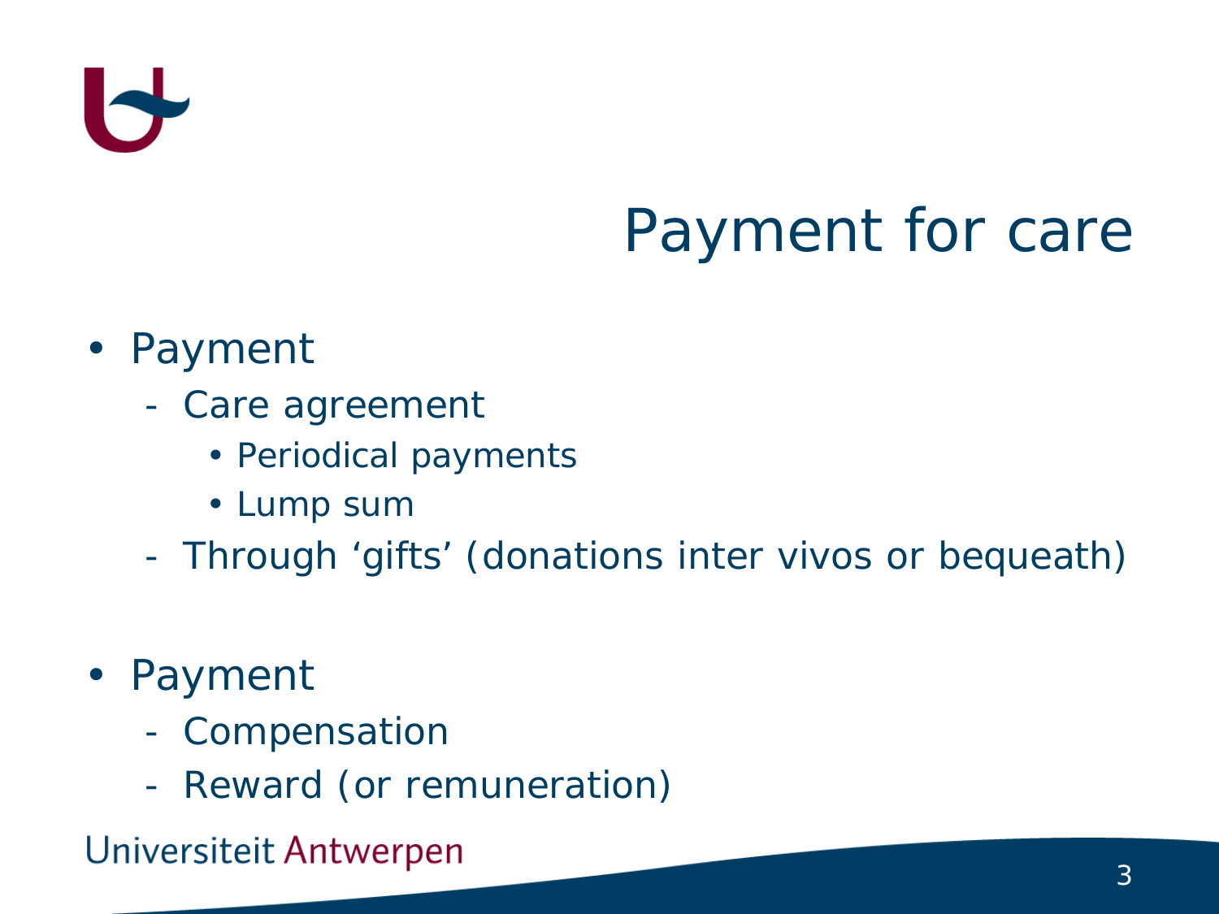# Payment for care

- Payment
  - Care agreement
    - Periodical payments
    - Lump sum
  - Through 'gifts' (donations inter vivos or bequeath)

- Payment
  - Compensation
  - Reward (or remuneration)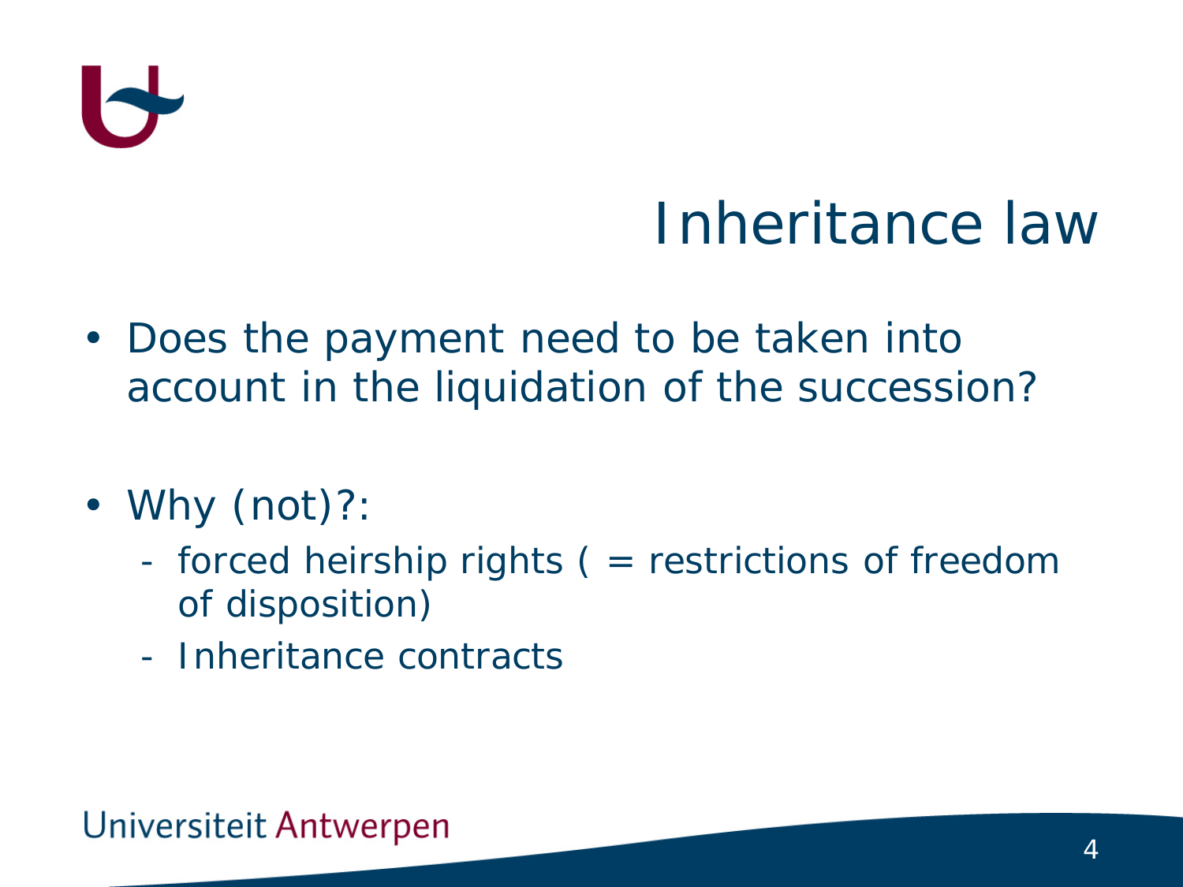# Inheritance law

- Does the payment need to be taken into account in the liquidation of the succession?

- Why (not)?:
  - forced heirship rights ( = restrictions of freedom of disposition)
  - Inheritance contracts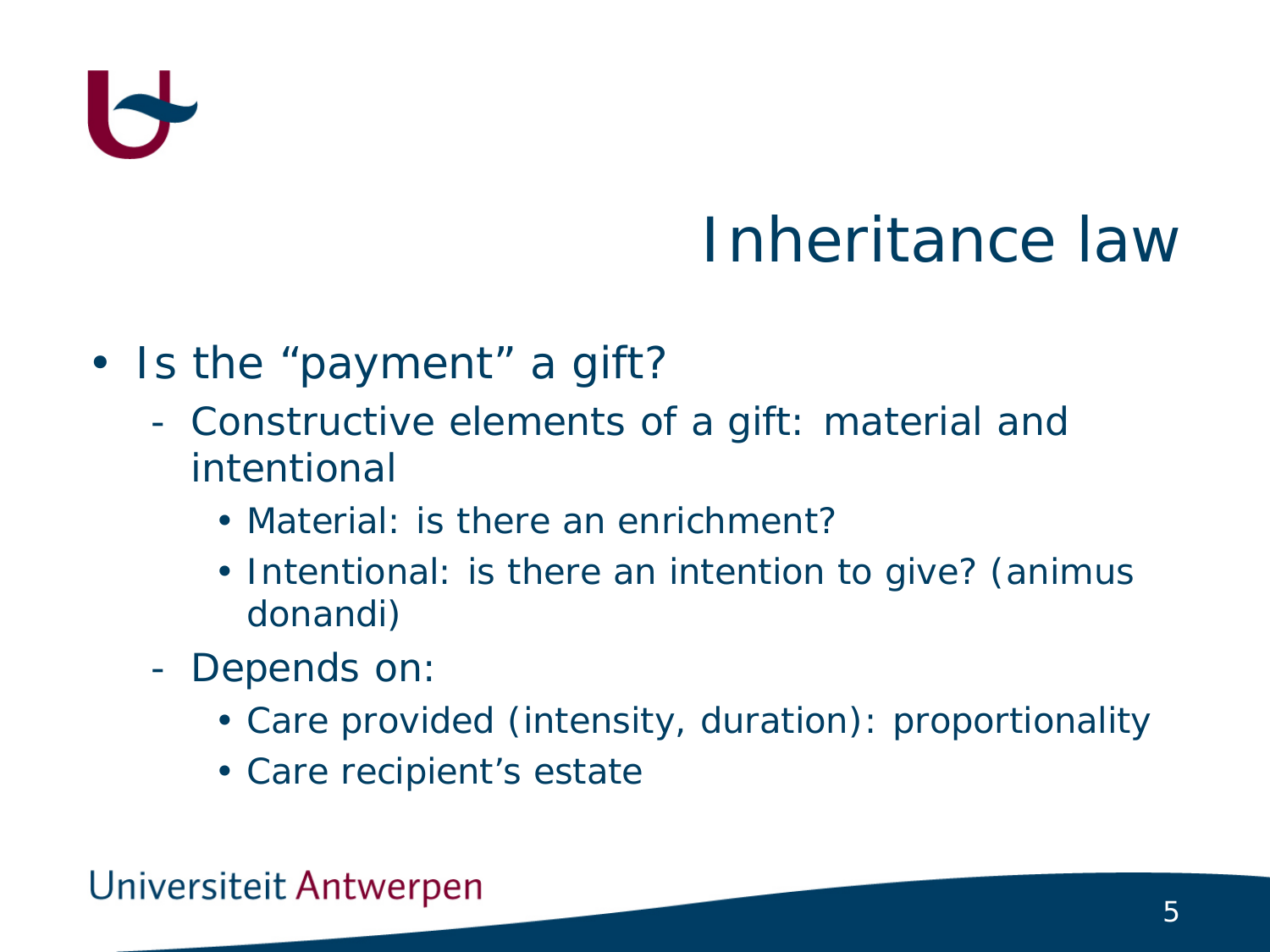# Inheritance law

- Is the "payment" a gift?
  - Constructive elements of a gift: material and intentional
    - Material: is there an enrichment?
    - Intentional: is there an intention to give? (animus donandi)
  - Depends on:
    - Care provided (intensity, duration): proportionality
    - Care recipient's estate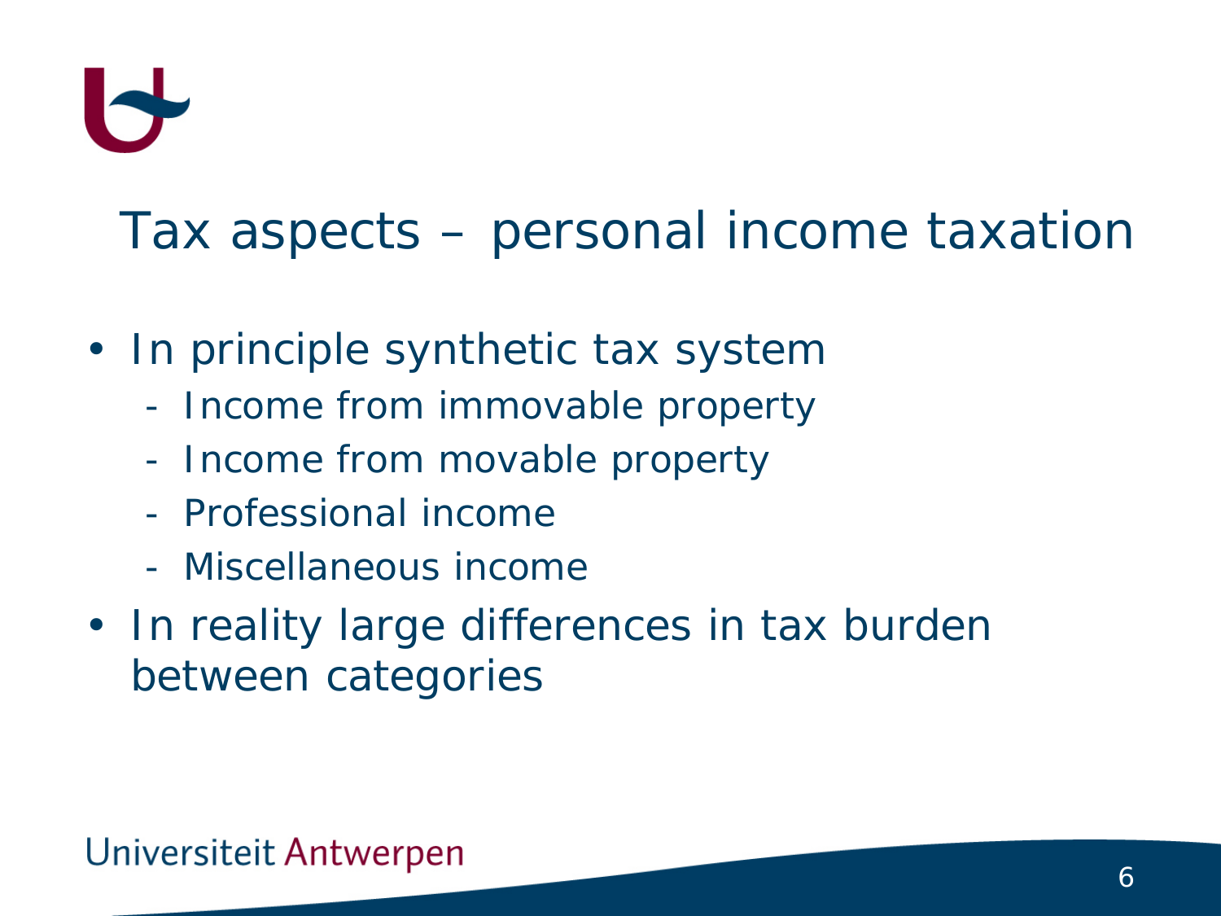# Tax aspects – personal income taxation

- In principle synthetic tax system
  - Income from immovable property
  - Income from movable property
  - Professional income
  - Miscellaneous income
- In reality large differences in tax burden between categories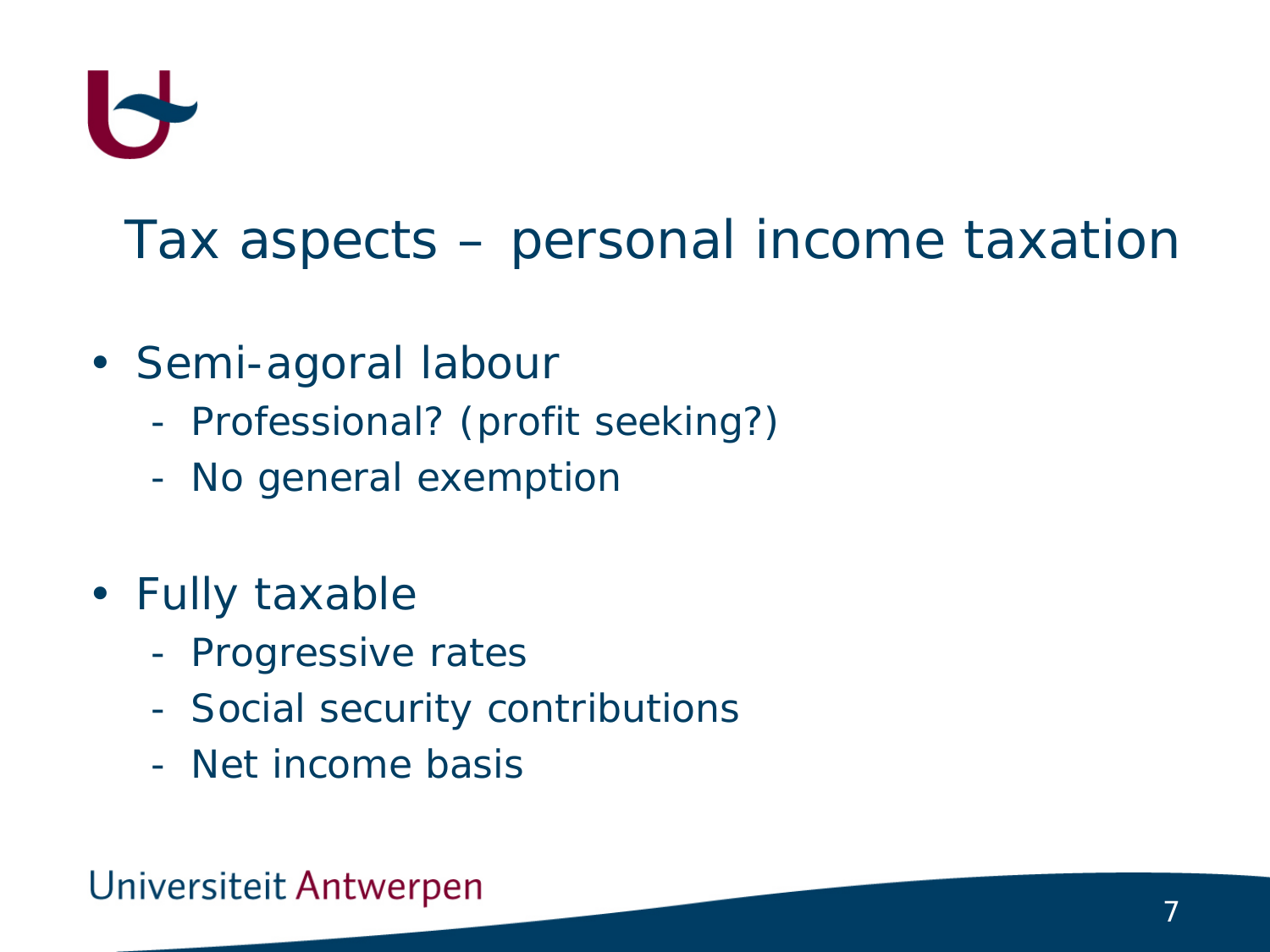# Tax aspects – personal income taxation

- Semi-agoral labour
  - Professional? (profit seeking?)
  - No general exemption

- Fully taxable
  - Progressive rates
  - Social security contributions
  - Net income basis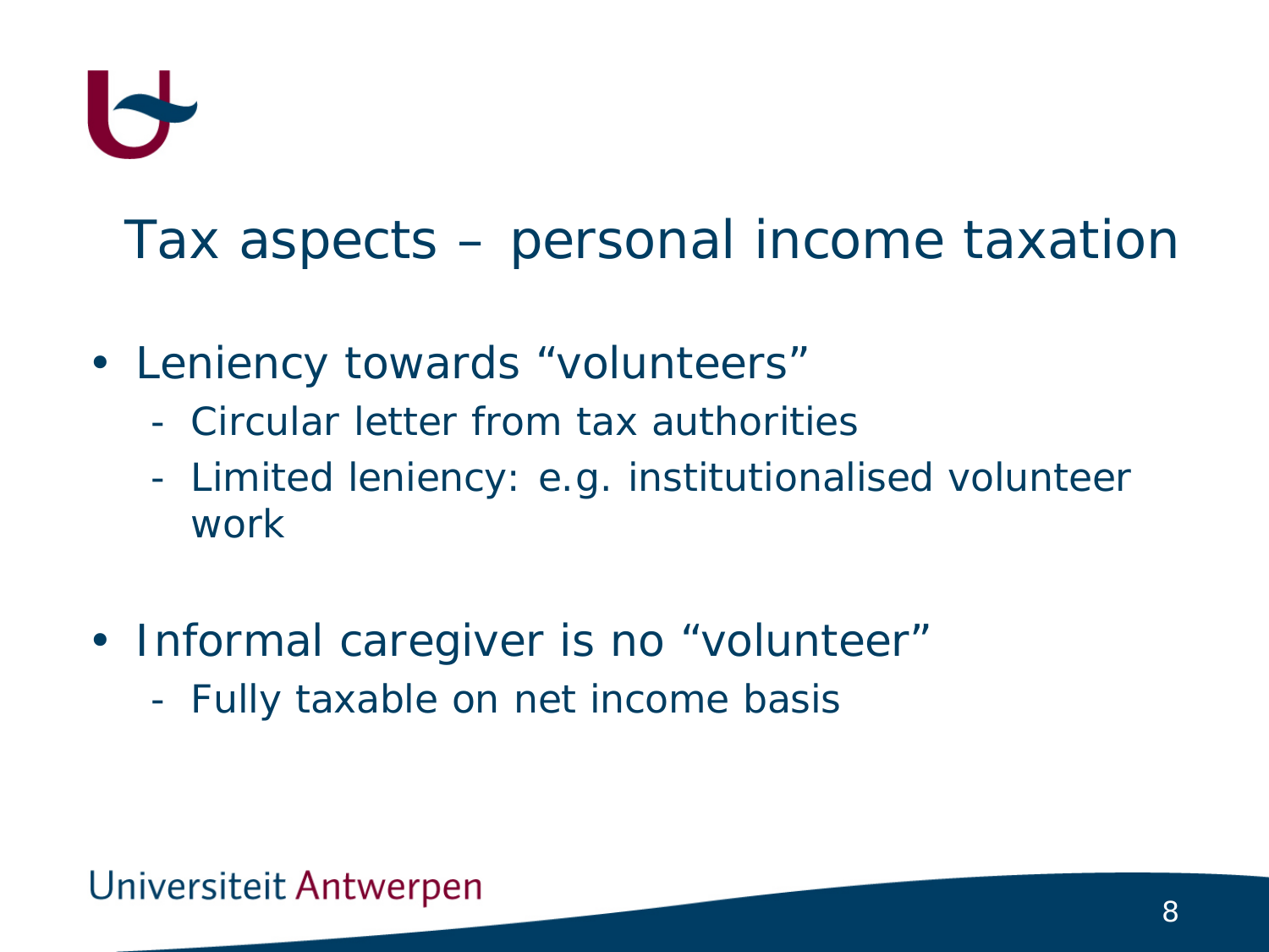# Tax aspects – personal income taxation

- Leniency towards "volunteers"
  - Circular letter from tax authorities
  - Limited leniency: e.g. institutionalised volunteer work

- Informal caregiver is no "volunteer"
  - Fully taxable on net income basis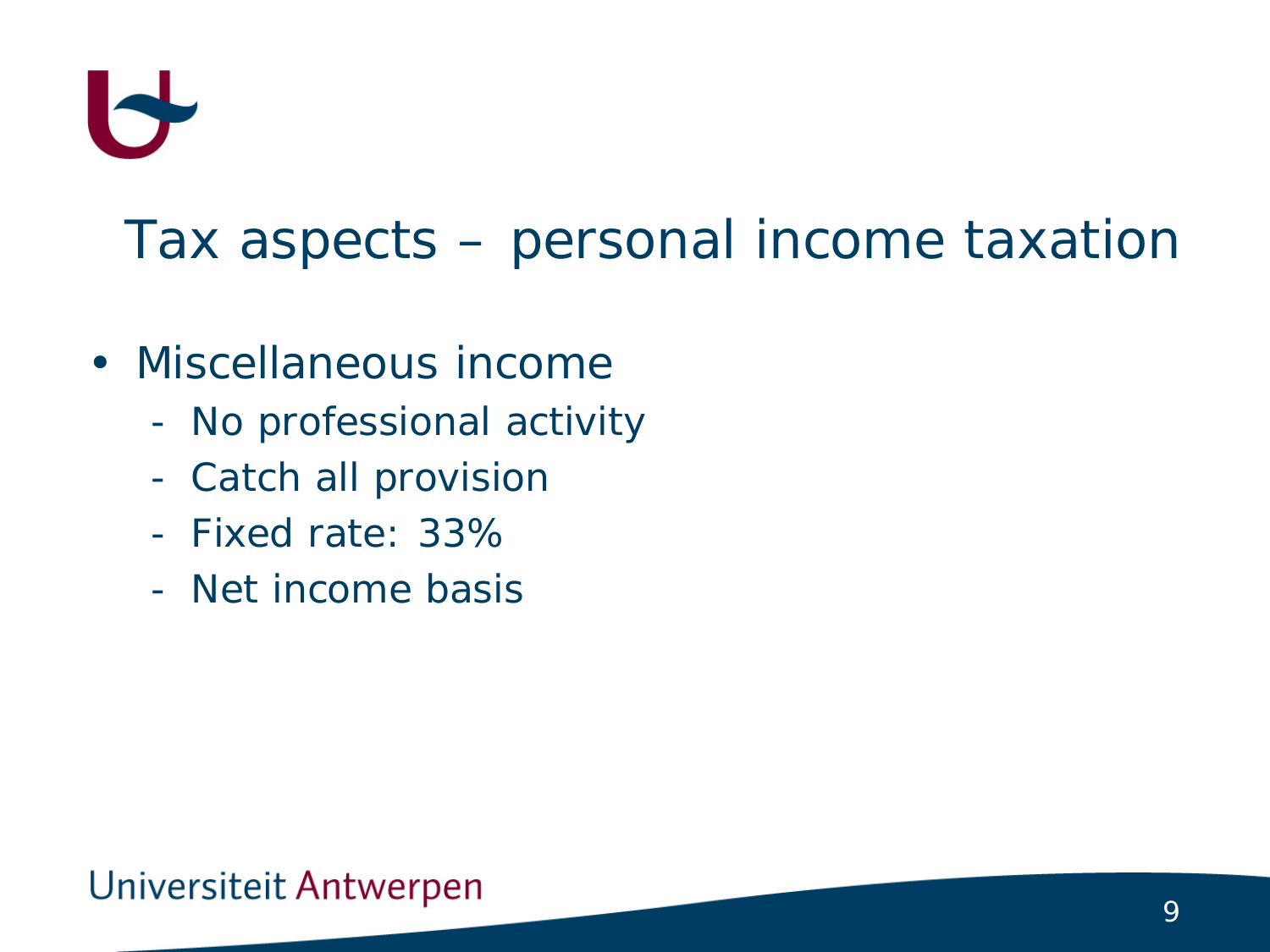# Tax aspects – personal income taxation

- Miscellaneous income
  - No professional activity
  - Catch all provision
  - Fixed rate: 33%
  - Net income basis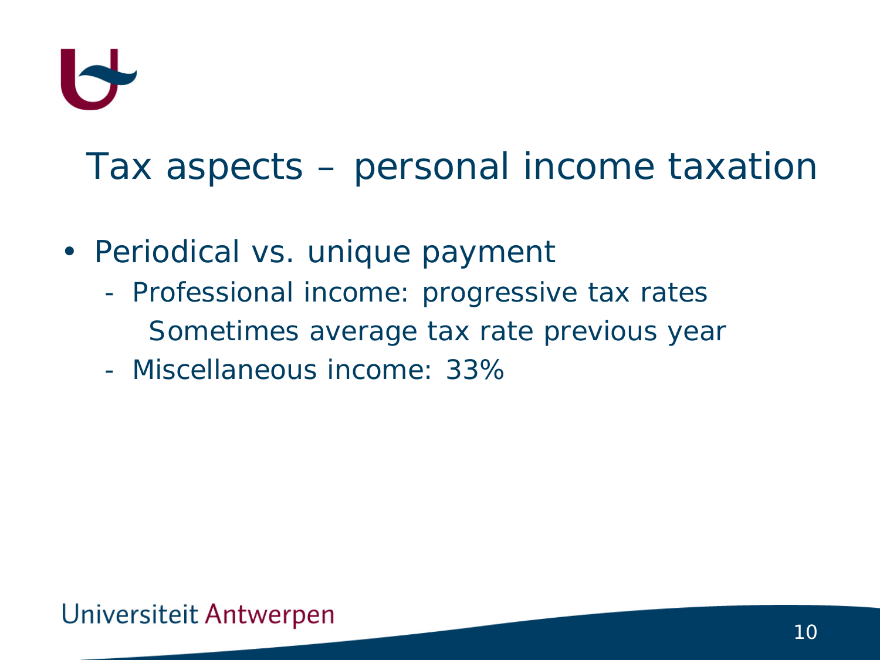# Tax aspects – personal income taxation

- Periodical vs. unique payment
  - Professional income: progressive tax rates
    
    Sometimes average tax rate previous year
  - Miscellaneous income: 33%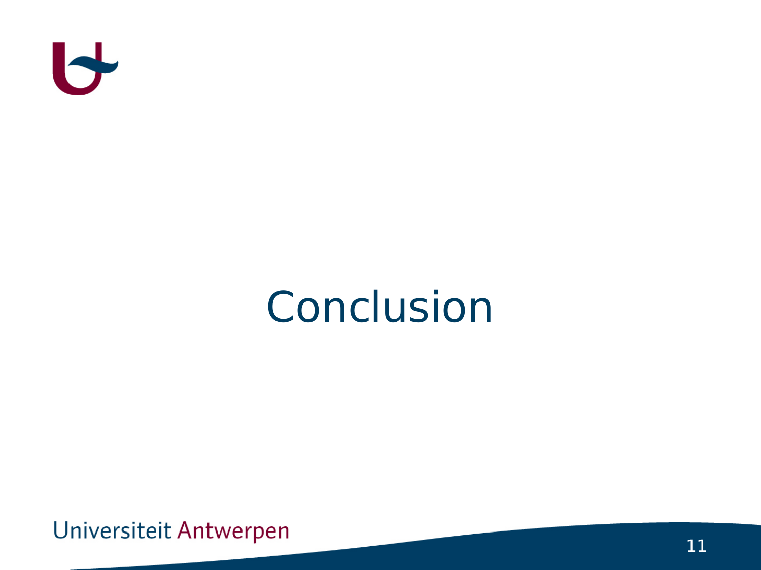# Conclusion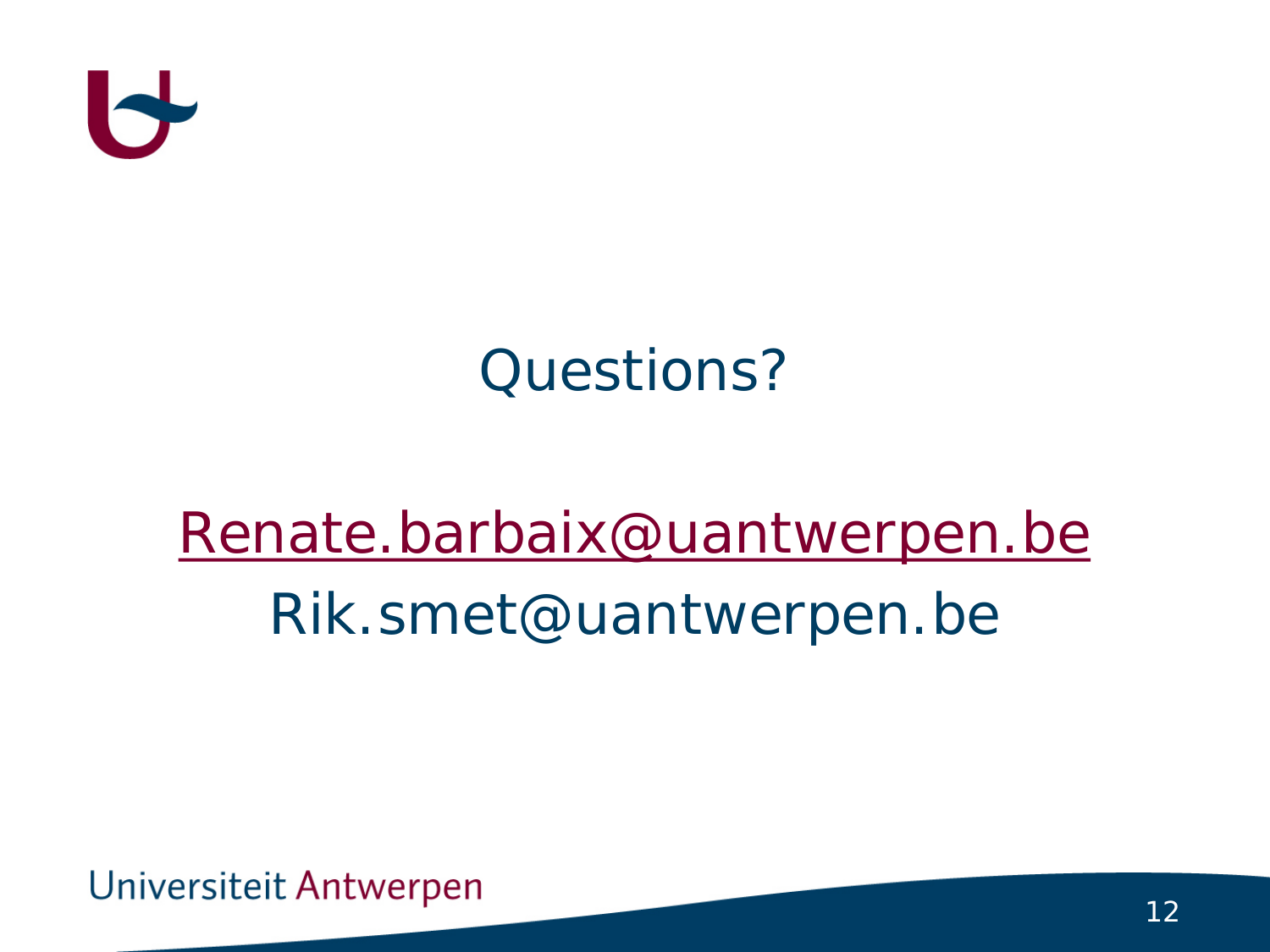Questions?

Renate.barbaix@uantwerpen.be

Rik.smet@uantwerpen.be